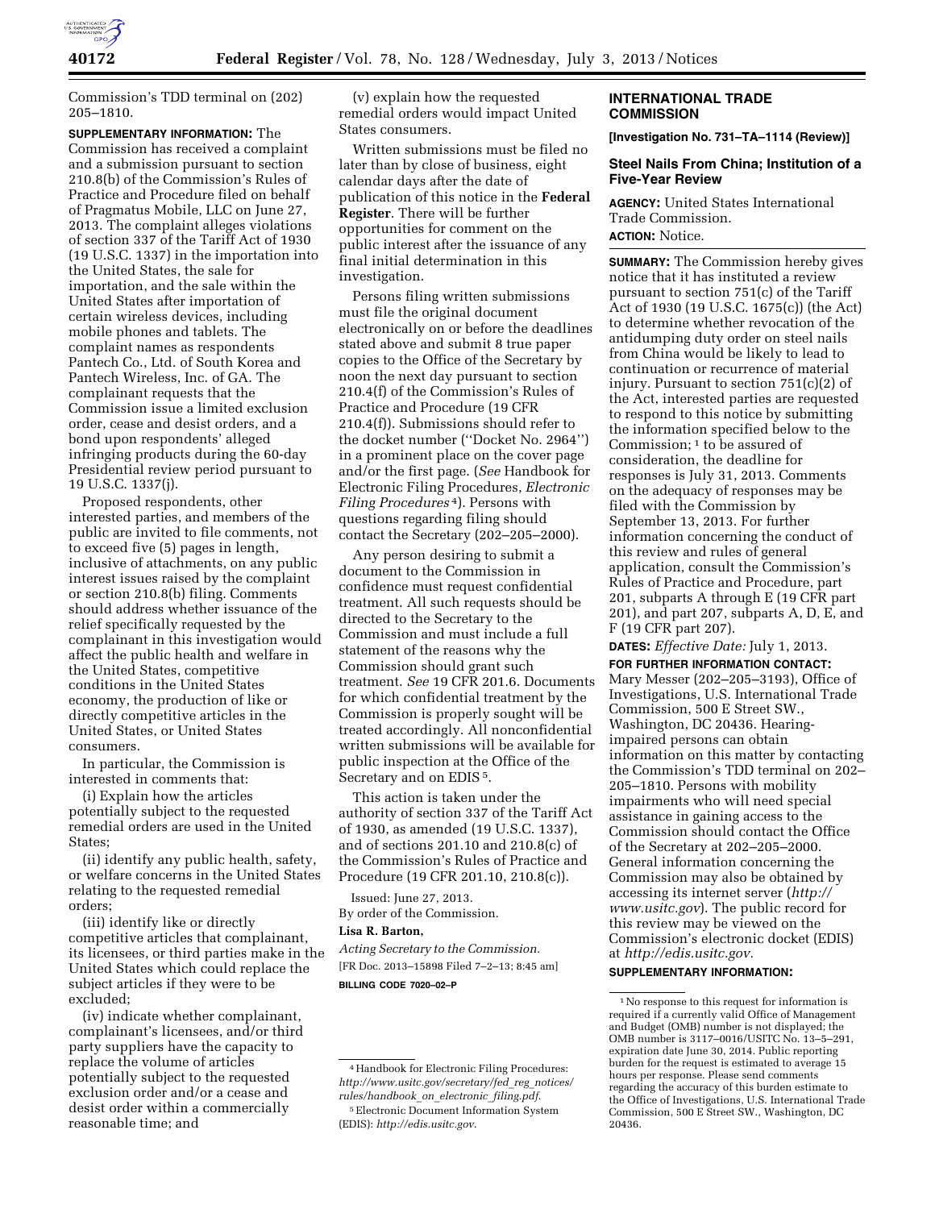Commission's TDD terminal on (202) 205–1810.

**SUPPLEMENTARY INFORMATION:** The Commission has received a complaint and a submission pursuant to section 210.8(b) of the Commission's Rules of Practice and Procedure filed on behalf of Pragmatus Mobile, LLC on June 27, 2013. The complaint alleges violations of section 337 of the Tariff Act of 1930 (19 U.S.C. 1337) in the importation into the United States, the sale for importation, and the sale within the United States after importation of certain wireless devices, including mobile phones and tablets. The complaint names as respondents Pantech Co., Ltd. of South Korea and Pantech Wireless, Inc. of GA. The complainant requests that the Commission issue a limited exclusion order, cease and desist orders, and a bond upon respondents' alleged infringing products during the 60-day Presidential review period pursuant to 19 U.S.C. 1337(j).

Proposed respondents, other interested parties, and members of the public are invited to file comments, not to exceed five (5) pages in length, inclusive of attachments, on any public interest issues raised by the complaint or section 210.8(b) filing. Comments should address whether issuance of the relief specifically requested by the complainant in this investigation would affect the public health and welfare in the United States, competitive conditions in the United States economy, the production of like or directly competitive articles in the United States, or United States consumers.

In particular, the Commission is interested in comments that:

(i) Explain how the articles potentially subject to the requested remedial orders are used in the United States;

(ii) identify any public health, safety, or welfare concerns in the United States relating to the requested remedial orders;

(iii) identify like or directly competitive articles that complainant, its licensees, or third parties make in the United States which could replace the subject articles if they were to be excluded;

(iv) indicate whether complainant, complainant's licensees, and/or third party suppliers have the capacity to replace the volume of articles potentially subject to the requested exclusion order and/or a cease and desist order within a commercially reasonable time; and

(v) explain how the requested remedial orders would impact United States consumers.

Written submissions must be filed no later than by close of business, eight calendar days after the date of publication of this notice in the **Federal Register**. There will be further opportunities for comment on the public interest after the issuance of any final initial determination in this investigation.

Persons filing written submissions must file the original document electronically on or before the deadlines stated above and submit 8 true paper copies to the Office of the Secretary by noon the next day pursuant to section 210.4(f) of the Commission's Rules of Practice and Procedure (19 CFR 210.4(f)). Submissions should refer to the docket number (''Docket No. 2964'') in a prominent place on the cover page and/or the first page. (*See* Handbook for Electronic Filing Procedures, *Electronic Filing Procedures*[4]). Persons with questions regarding filing should contact the Secretary (202–205–2000).

Any person desiring to submit a document to the Commission in confidence must request confidential treatment. All such requests should be directed to the Secretary to the Commission and must include a full statement of the reasons why the Commission should grant such treatment. *See* 19 CFR 201.6. Documents for which confidential treatment by the Commission is properly sought will be treated accordingly. All nonconfidential written submissions will be available for public inspection at the Office of the Secretary and on EDIS[5].

This action is taken under the authority of section 337 of the Tariff Act of 1930, as amended (19 U.S.C. 1337), and of sections 201.10 and 210.8(c) of the Commission's Rules of Practice and Procedure (19 CFR 201.10, 210.8(c)).

Issued: June 27, 2013.

By order of the Commission.

**Lisa R. Barton,**

*Acting Secretary to the Commission.*

[FR Doc. 2013–15898 Filed 7–2–13; 8:45 am]

**BILLING CODE 7020–02–P**

[4] Handbook for Electronic Filing Procedures: *http://www.usitc.gov/secretary/fed_reg_notices/rules/handbook_on_electronic_filing.pdf.*

[5] Electronic Document Information System (EDIS): *http://edis.usitc.gov.*

## INTERNATIONAL TRADE COMMISSION

**[Investigation No. 731–TA–1114 (Review)]**

### Steel Nails From China; Institution of a Five-Year Review

**AGENCY:** United States International Trade Commission.

**ACTION:** Notice.

**SUMMARY:** The Commission hereby gives notice that it has instituted a review pursuant to section 751(c) of the Tariff Act of 1930 (19 U.S.C. 1675(c)) (the Act) to determine whether revocation of the antidumping duty order on steel nails from China would be likely to lead to continuation or recurrence of material injury. Pursuant to section 751(c)(2) of the Act, interested parties are requested to respond to this notice by submitting the information specified below to the Commission;[1] to be assured of consideration, the deadline for responses is July 31, 2013. Comments on the adequacy of responses may be filed with the Commission by September 13, 2013. For further information concerning the conduct of this review and rules of general application, consult the Commission's Rules of Practice and Procedure, part 201, subparts A through E (19 CFR part 201), and part 207, subparts A, D, E, and F (19 CFR part 207).

**DATES:** *Effective Date:* July 1, 2013.

**FOR FURTHER INFORMATION CONTACT:** Mary Messer (202–205–3193), Office of Investigations, U.S. International Trade Commission, 500 E Street SW., Washington, DC 20436. Hearing-impaired persons can obtain information on this matter by contacting the Commission's TDD terminal on 202–205–1810. Persons with mobility impairments who will need special assistance in gaining access to the Commission should contact the Office of the Secretary at 202–205–2000. General information concerning the Commission may also be obtained by accessing its internet server (*http://www.usitc.gov*). The public record for this review may be viewed on the Commission's electronic docket (EDIS) at *http://edis.usitc.gov.*

**SUPPLEMENTARY INFORMATION:**

[1] No response to this request for information is required if a currently valid Office of Management and Budget (OMB) number is not displayed; the OMB number is 3117–0016/USITC No. 13–5–291, expiration date June 30, 2014. Public reporting burden for the request is estimated to average 15 hours per response. Please send comments regarding the accuracy of this burden estimate to the Office of Investigations, U.S. International Trade Commission, 500 E Street SW., Washington, DC 20436.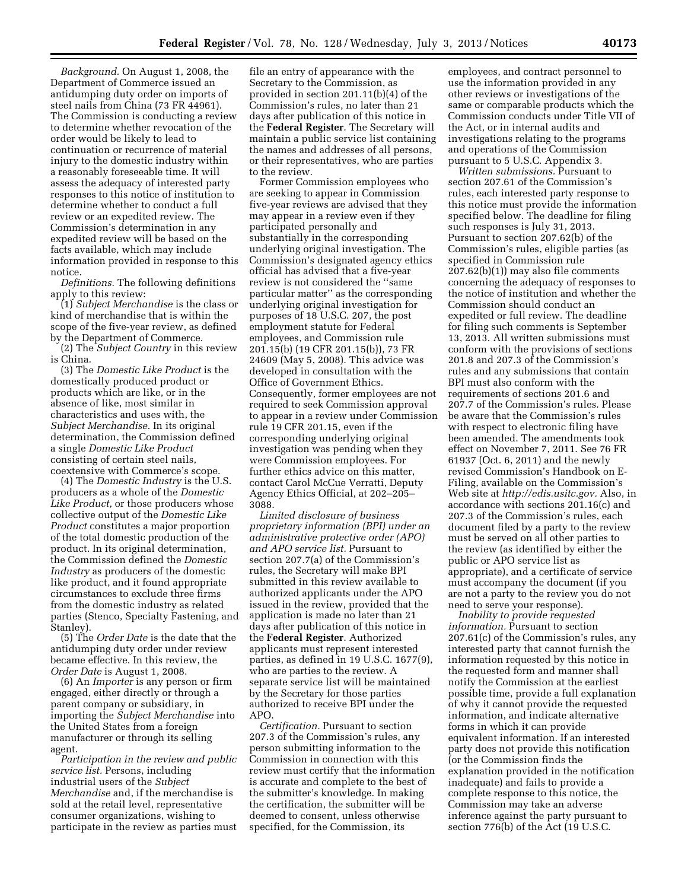*Background.* On August 1, 2008, the Department of Commerce issued an antidumping duty order on imports of steel nails from China (73 FR 44961). The Commission is conducting a review to determine whether revocation of the order would be likely to lead to continuation or recurrence of material injury to the domestic industry within a reasonably foreseeable time. It will assess the adequacy of interested party responses to this notice of institution to determine whether to conduct a full review or an expedited review. The Commission's determination in any expedited review will be based on the facts available, which may include information provided in response to this notice.

*Definitions.* The following definitions apply to this review:

(1) *Subject Merchandise* is the class or kind of merchandise that is within the scope of the five-year review, as defined by the Department of Commerce.

(2) The *Subject Country* in this review is China.

(3) The *Domestic Like Product* is the domestically produced product or products which are like, or in the absence of like, most similar in characteristics and uses with, the *Subject Merchandise.* In its original determination, the Commission defined a single *Domestic Like Product* consisting of certain steel nails, coextensive with Commerce's scope.

(4) The *Domestic Industry* is the U.S. producers as a whole of the *Domestic Like Product,* or those producers whose collective output of the *Domestic Like Product* constitutes a major proportion of the total domestic production of the product. In its original determination, the Commission defined the *Domestic Industry* as producers of the domestic like product, and it found appropriate circumstances to exclude three firms from the domestic industry as related parties (Stenco, Specialty Fastening, and Stanley).

(5) The *Order Date* is the date that the antidumping duty order under review became effective. In this review, the *Order Date* is August 1, 2008.

(6) An *Importer* is any person or firm engaged, either directly or through a parent company or subsidiary, in importing the *Subject Merchandise* into the United States from a foreign manufacturer or through its selling agent.

*Participation in the review and public service list.* Persons, including industrial users of the *Subject Merchandise* and, if the merchandise is sold at the retail level, representative consumer organizations, wishing to participate in the review as parties must file an entry of appearance with the Secretary to the Commission, as provided in section 201.11(b)(4) of the Commission's rules, no later than 21 days after publication of this notice in the **Federal Register**. The Secretary will maintain a public service list containing the names and addresses of all persons, or their representatives, who are parties to the review.

Former Commission employees who are seeking to appear in Commission five-year reviews are advised that they may appear in a review even if they participated personally and substantially in the corresponding underlying original investigation. The Commission's designated agency ethics official has advised that a five-year review is not considered the "same particular matter" as the corresponding underlying original investigation for purposes of 18 U.S.C. 207, the post employment statute for Federal employees, and Commission rule 201.15(b) (19 CFR 201.15(b)), 73 FR 24609 (May 5, 2008). This advice was developed in consultation with the Office of Government Ethics. Consequently, former employees are not required to seek Commission approval to appear in a review under Commission rule 19 CFR 201.15, even if the corresponding underlying original investigation was pending when they were Commission employees. For further ethics advice on this matter, contact Carol McCue Verratti, Deputy Agency Ethics Official, at 202–205–3088.

*Limited disclosure of business proprietary information (BPI) under an administrative protective order (APO) and APO service list.* Pursuant to section 207.7(a) of the Commission's rules, the Secretary will make BPI submitted in this review available to authorized applicants under the APO issued in the review, provided that the application is made no later than 21 days after publication of this notice in the **Federal Register**. Authorized applicants must represent interested parties, as defined in 19 U.S.C. 1677(9), who are parties to the review. A separate service list will be maintained by the Secretary for those parties authorized to receive BPI under the APO.

*Certification.* Pursuant to section 207.3 of the Commission's rules, any person submitting information to the Commission in connection with this review must certify that the information is accurate and complete to the best of the submitter's knowledge. In making the certification, the submitter will be deemed to consent, unless otherwise specified, for the Commission, its employees, and contract personnel to use the information provided in any other reviews or investigations of the same or comparable products which the Commission conducts under Title VII of the Act, or in internal audits and investigations relating to the programs and operations of the Commission pursuant to 5 U.S.C. Appendix 3.

*Written submissions.* Pursuant to section 207.61 of the Commission's rules, each interested party response to this notice must provide the information specified below. The deadline for filing such responses is July 31, 2013. Pursuant to section 207.62(b) of the Commission's rules, eligible parties (as specified in Commission rule 207.62(b)(1)) may also file comments concerning the adequacy of responses to the notice of institution and whether the Commission should conduct an expedited or full review. The deadline for filing such comments is September 13, 2013. All written submissions must conform with the provisions of sections 201.8 and 207.3 of the Commission's rules and any submissions that contain BPI must also conform with the requirements of sections 201.6 and 207.7 of the Commission's rules. Please be aware that the Commission's rules with respect to electronic filing have been amended. The amendments took effect on November 7, 2011. See 76 FR 61937 (Oct. 6, 2011) and the newly revised Commission's Handbook on E-Filing, available on the Commission's Web site at *http://edis.usitc.gov.* Also, in accordance with sections 201.16(c) and 207.3 of the Commission's rules, each document filed by a party to the review must be served on all other parties to the review (as identified by either the public or APO service list as appropriate), and a certificate of service must accompany the document (if you are not a party to the review you do not need to serve your response).

*Inability to provide requested information.* Pursuant to section 207.61(c) of the Commission's rules, any interested party that cannot furnish the information requested by this notice in the requested form and manner shall notify the Commission at the earliest possible time, provide a full explanation of why it cannot provide the requested information, and indicate alternative forms in which it can provide equivalent information. If an interested party does not provide this notification (or the Commission finds the explanation provided in the notification inadequate) and fails to provide a complete response to this notice, the Commission may take an adverse inference against the party pursuant to section 776(b) of the Act (19 U.S.C.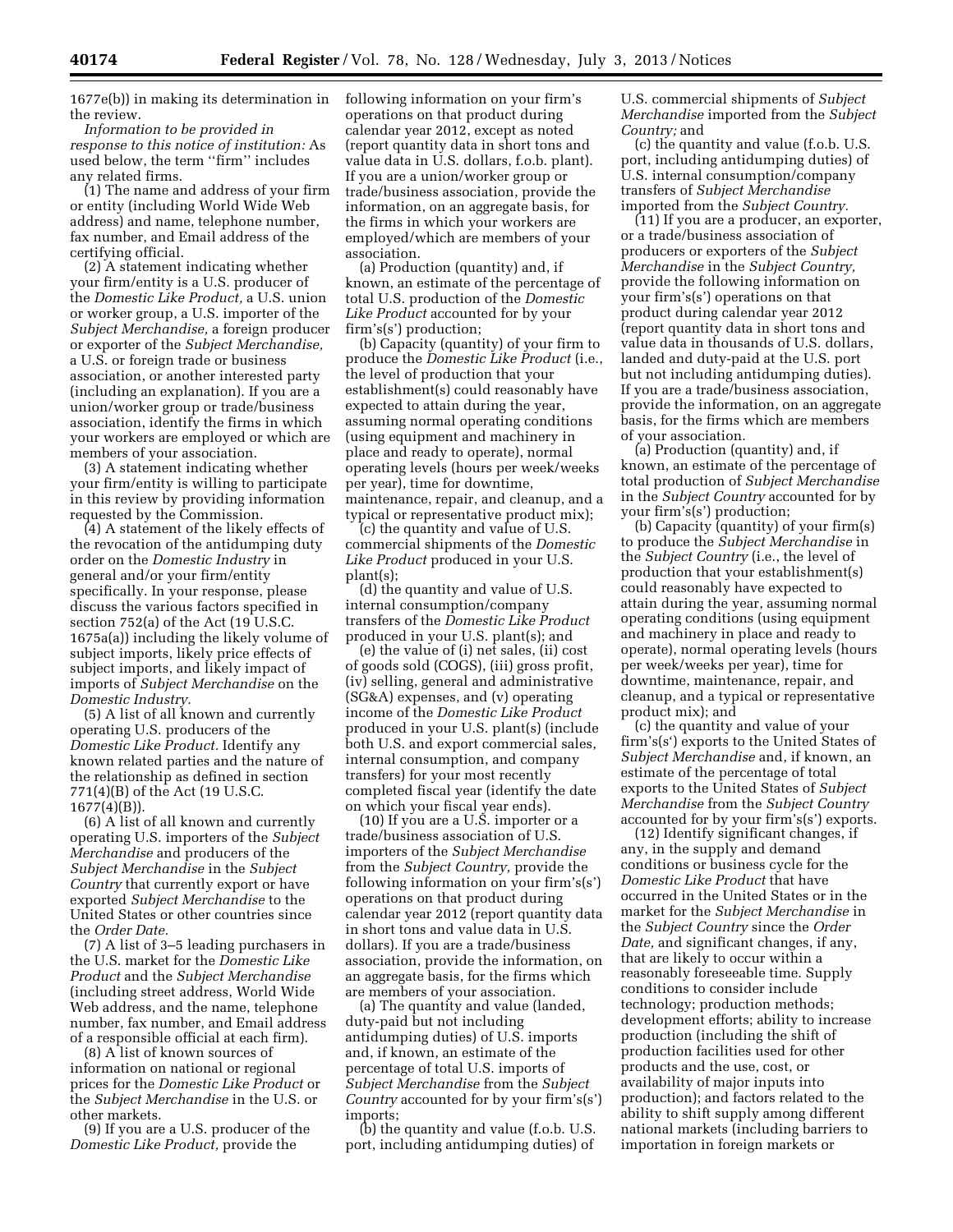1677e(b)) in making its determination in the review.

*Information to be provided in response to this notice of institution:* As used below, the term ''firm'' includes any related firms.

(1) The name and address of your firm or entity (including World Wide Web address) and name, telephone number, fax number, and Email address of the certifying official.

(2) A statement indicating whether your firm/entity is a U.S. producer of the *Domestic Like Product,* a U.S. union or worker group, a U.S. importer of the *Subject Merchandise,* a foreign producer or exporter of the *Subject Merchandise,* a U.S. or foreign trade or business association, or another interested party (including an explanation). If you are a union/worker group or trade/business association, identify the firms in which your workers are employed or which are members of your association.

(3) A statement indicating whether your firm/entity is willing to participate in this review by providing information requested by the Commission.

(4) A statement of the likely effects of the revocation of the antidumping duty order on the *Domestic Industry* in general and/or your firm/entity specifically. In your response, please discuss the various factors specified in section 752(a) of the Act (19 U.S.C. 1675a(a)) including the likely volume of subject imports, likely price effects of subject imports, and likely impact of imports of *Subject Merchandise* on the *Domestic Industry.*

(5) A list of all known and currently operating U.S. producers of the *Domestic Like Product.* Identify any known related parties and the nature of the relationship as defined in section 771(4)(B) of the Act (19 U.S.C. 1677(4)(B)).

(6) A list of all known and currently operating U.S. importers of the *Subject Merchandise* and producers of the *Subject Merchandise* in the *Subject Country* that currently export or have exported *Subject Merchandise* to the United States or other countries since the *Order Date.*

(7) A list of 3–5 leading purchasers in the U.S. market for the *Domestic Like Product* and the *Subject Merchandise* (including street address, World Wide Web address, and the name, telephone number, fax number, and Email address of a responsible official at each firm).

(8) A list of known sources of information on national or regional prices for the *Domestic Like Product* or the *Subject Merchandise* in the U.S. or other markets.

(9) If you are a U.S. producer of the *Domestic Like Product,* provide the following information on your firm's operations on that product during calendar year 2012, except as noted (report quantity data in short tons and value data in U.S. dollars, f.o.b. plant). If you are a union/worker group or trade/business association, provide the information, on an aggregate basis, for the firms in which your workers are employed/which are members of your association.

(a) Production (quantity) and, if known, an estimate of the percentage of total U.S. production of the *Domestic Like Product* accounted for by your firm's(s') production;

(b) Capacity (quantity) of your firm to produce the *Domestic Like Product* (i.e., the level of production that your establishment(s) could reasonably have expected to attain during the year, assuming normal operating conditions (using equipment and machinery in place and ready to operate), normal operating levels (hours per week/weeks per year), time for downtime, maintenance, repair, and cleanup, and a typical or representative product mix);

(c) the quantity and value of U.S. commercial shipments of the *Domestic Like Product* produced in your U.S. plant(s);

(d) the quantity and value of U.S. internal consumption/company transfers of the *Domestic Like Product* produced in your U.S. plant(s); and

(e) the value of (i) net sales, (ii) cost of goods sold (COGS), (iii) gross profit, (iv) selling, general and administrative (SG&A) expenses, and (v) operating income of the *Domestic Like Product* produced in your U.S. plant(s) (include both U.S. and export commercial sales, internal consumption, and company transfers) for your most recently completed fiscal year (identify the date on which your fiscal year ends).

(10) If you are a U.S. importer or a trade/business association of U.S. importers of the *Subject Merchandise* from the *Subject Country,* provide the following information on your firm's(s') operations on that product during calendar year 2012 (report quantity data in short tons and value data in U.S. dollars). If you are a trade/business association, provide the information, on an aggregate basis, for the firms which are members of your association.

(a) The quantity and value (landed, duty-paid but not including antidumping duties) of U.S. imports and, if known, an estimate of the percentage of total U.S. imports of *Subject Merchandise* from the *Subject Country* accounted for by your firm's(s') imports;

(b) the quantity and value (f.o.b. U.S. port, including antidumping duties) of U.S. commercial shipments of *Subject Merchandise* imported from the *Subject Country;* and

(c) the quantity and value (f.o.b. U.S. port, including antidumping duties) of U.S. internal consumption/company transfers of *Subject Merchandise* imported from the *Subject Country.*

(11) If you are a producer, an exporter, or a trade/business association of producers or exporters of the *Subject Merchandise* in the *Subject Country,* provide the following information on your firm's(s') operations on that product during calendar year 2012 (report quantity data in short tons and value data in thousands of U.S. dollars, landed and duty-paid at the U.S. port but not including antidumping duties). If you are a trade/business association, provide the information, on an aggregate basis, for the firms which are members of your association.

(a) Production (quantity) and, if known, an estimate of the percentage of total production of *Subject Merchandise* in the *Subject Country* accounted for by your firm's(s') production;

(b) Capacity (quantity) of your firm(s) to produce the *Subject Merchandise* in the *Subject Country* (i.e., the level of production that your establishment(s) could reasonably have expected to attain during the year, assuming normal operating conditions (using equipment and machinery in place and ready to operate), normal operating levels (hours per week/weeks per year), time for downtime, maintenance, repair, and cleanup, and a typical or representative product mix); and

(c) the quantity and value of your firm's(s') exports to the United States of *Subject Merchandise* and, if known, an estimate of the percentage of total exports to the United States of *Subject Merchandise* from the *Subject Country* accounted for by your firm's(s') exports.

(12) Identify significant changes, if any, in the supply and demand conditions or business cycle for the *Domestic Like Product* that have occurred in the United States or in the market for the *Subject Merchandise* in the *Subject Country* since the *Order Date,* and significant changes, if any, that are likely to occur within a reasonably foreseeable time. Supply conditions to consider include technology; production methods; development efforts; ability to increase production (including the shift of production facilities used for other products and the use, cost, or availability of major inputs into production); and factors related to the ability to shift supply among different national markets (including barriers to importation in foreign markets or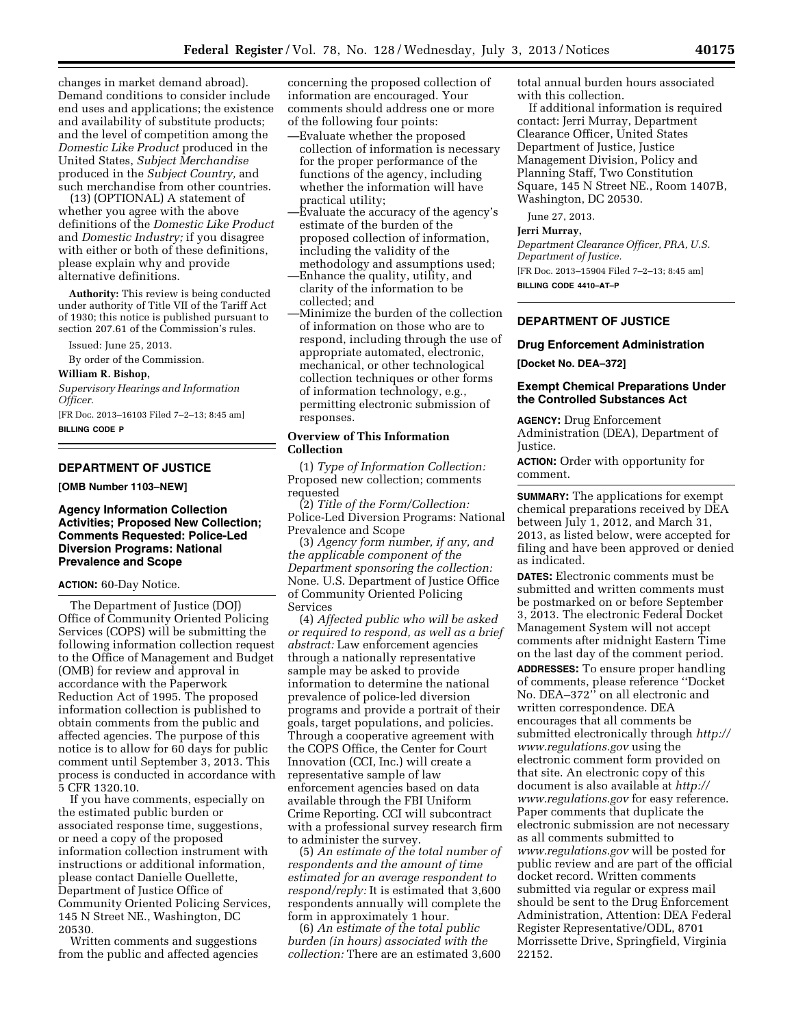changes in market demand abroad). Demand conditions to consider include end uses and applications; the existence and availability of substitute products; and the level of competition among the *Domestic Like Product* produced in the United States, *Subject Merchandise* produced in the *Subject Country,* and such merchandise from other countries.

(13) (OPTIONAL) A statement of whether you agree with the above definitions of the *Domestic Like Product* and *Domestic Industry;* if you disagree with either or both of these definitions, please explain why and provide alternative definitions.

**Authority:** This review is being conducted under authority of Title VII of the Tariff Act of 1930; this notice is published pursuant to section 207.61 of the Commission's rules.

Issued: June 25, 2013.

By order of the Commission.

**William R. Bishop,**

*Supervisory Hearings and Information Officer.*

[FR Doc. 2013–16103 Filed 7–2–13; 8:45 am]

**BILLING CODE P**

## DEPARTMENT OF JUSTICE

**[OMB Number 1103–NEW]**

### Agency Information Collection Activities; Proposed New Collection; Comments Requested: Police-Led Diversion Programs: National Prevalence and Scope

**ACTION:** 60-Day Notice.

The Department of Justice (DOJ) Office of Community Oriented Policing Services (COPS) will be submitting the following information collection request to the Office of Management and Budget (OMB) for review and approval in accordance with the Paperwork Reduction Act of 1995. The proposed information collection is published to obtain comments from the public and affected agencies. The purpose of this notice is to allow for 60 days for public comment until September 3, 2013. This process is conducted in accordance with 5 CFR 1320.10.

If you have comments, especially on the estimated public burden or associated response time, suggestions, or need a copy of the proposed information collection instrument with instructions or additional information, please contact Danielle Ouellette, Department of Justice Office of Community Oriented Policing Services, 145 N Street NE., Washington, DC 20530.

Written comments and suggestions from the public and affected agencies concerning the proposed collection of information are encouraged. Your comments should address one or more of the following four points:

—Evaluate whether the proposed collection of information is necessary for the proper performance of the functions of the agency, including whether the information will have practical utility;

—Evaluate the accuracy of the agency's estimate of the burden of the proposed collection of information, including the validity of the methodology and assumptions used;

—Enhance the quality, utility, and clarity of the information to be collected; and

—Minimize the burden of the collection of information on those who are to respond, including through the use of appropriate automated, electronic, mechanical, or other technological collection techniques or other forms of information technology, e.g., permitting electronic submission of responses.

#### Overview of This Information Collection

(1) *Type of Information Collection:* Proposed new collection; comments requested

(2) *Title of the Form/Collection:* Police-Led Diversion Programs: National Prevalence and Scope

(3) *Agency form number, if any, and the applicable component of the Department sponsoring the collection:* None. U.S. Department of Justice Office of Community Oriented Policing Services

(4) *Affected public who will be asked or required to respond, as well as a brief abstract:* Law enforcement agencies through a nationally representative sample may be asked to provide information to determine the national prevalence of police-led diversion programs and provide a portrait of their goals, target populations, and policies. Through a cooperative agreement with the COPS Office, the Center for Court Innovation (CCI, Inc.) will create a representative sample of law enforcement agencies based on data available through the FBI Uniform Crime Reporting. CCI will subcontract with a professional survey research firm to administer the survey.

(5) *An estimate of the total number of respondents and the amount of time estimated for an average respondent to respond/reply:* It is estimated that 3,600 respondents annually will complete the form in approximately 1 hour.

(6) *An estimate of the total public burden (in hours) associated with the collection:* There are an estimated 3,600 total annual burden hours associated with this collection.

If additional information is required contact: Jerri Murray, Department Clearance Officer, United States Department of Justice, Justice Management Division, Policy and Planning Staff, Two Constitution Square, 145 N Street NE., Room 1407B, Washington, DC 20530.

June 27, 2013.

**Jerri Murray,**

*Department Clearance Officer, PRA, U.S. Department of Justice.*

[FR Doc. 2013–15904 Filed 7–2–13; 8:45 am]

**BILLING CODE 4410–AT–P**

## DEPARTMENT OF JUSTICE

### Drug Enforcement Administration

**[Docket No. DEA–372]**

### Exempt Chemical Preparations Under the Controlled Substances Act

**AGENCY:** Drug Enforcement Administration (DEA), Department of Justice.

**ACTION:** Order with opportunity for comment.

**SUMMARY:** The applications for exempt chemical preparations received by DEA between July 1, 2012, and March 31, 2013, as listed below, were accepted for filing and have been approved or denied as indicated.

**DATES:** Electronic comments must be submitted and written comments must be postmarked on or before September 3, 2013. The electronic Federal Docket Management System will not accept comments after midnight Eastern Time on the last day of the comment period.

**ADDRESSES:** To ensure proper handling of comments, please reference ''Docket No. DEA–372'' on all electronic and written correspondence. DEA encourages that all comments be submitted electronically through *http://www.regulations.gov* using the electronic comment form provided on that site. An electronic copy of this document is also available at *http://www.regulations.gov* for easy reference. Paper comments that duplicate the electronic submission are not necessary as all comments submitted to *www.regulations.gov* will be posted for public review and are part of the official docket record. Written comments submitted via regular or express mail should be sent to the Drug Enforcement Administration, Attention: DEA Federal Register Representative/ODL, 8701 Morrissette Drive, Springfield, Virginia 22152.